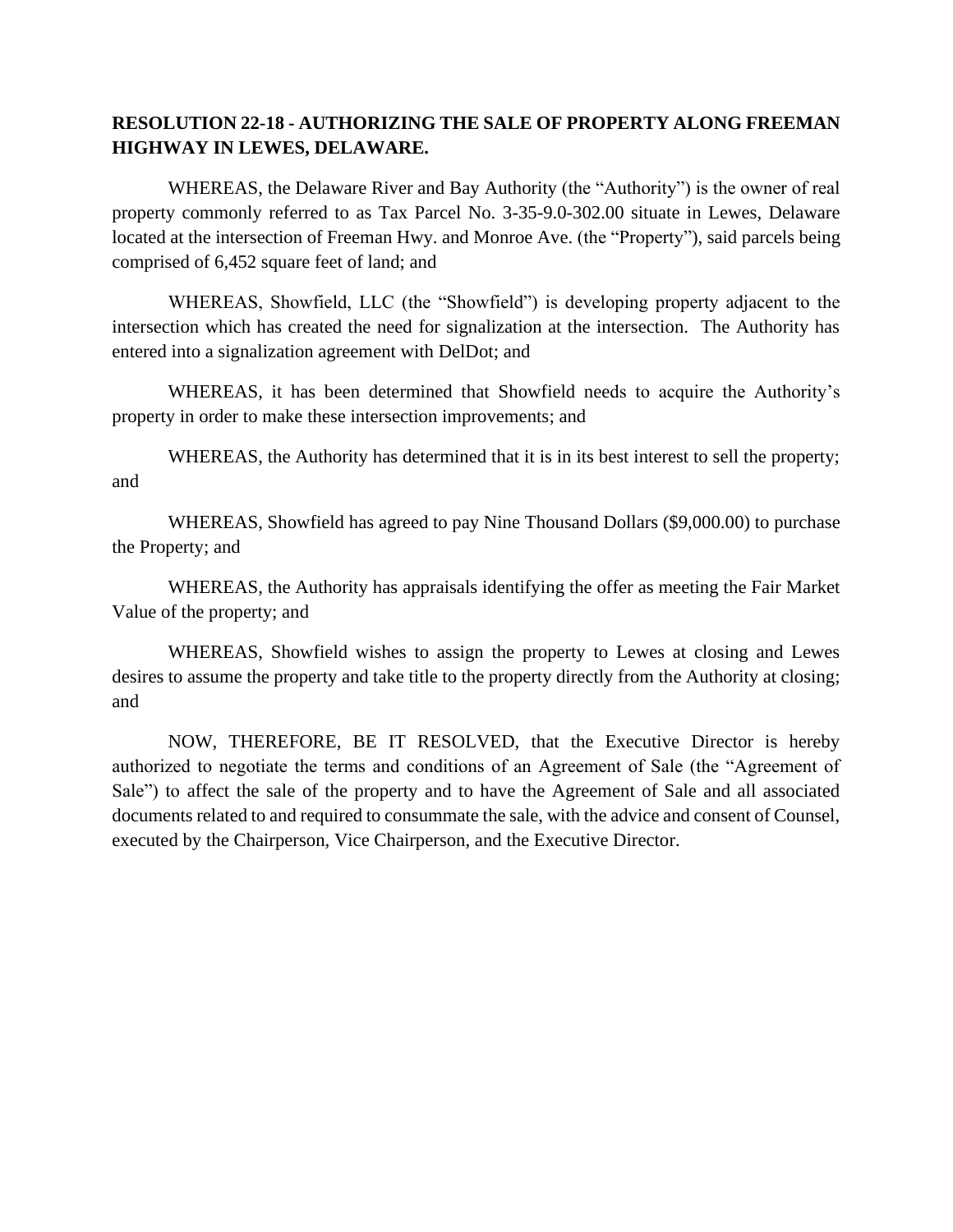**RESOLUTION 22-18 - AUTHORIZING THE SALE OF PROPERTY ALONG FREEMAN HIGHWAY IN LEWES, DELAWARE.**

WHEREAS, the Delaware River and Bay Authority (the "Authority") is the owner of real property commonly referred to as Tax Parcel No. 3-35-9.0-302.00 situate in Lewes, Delaware located at the intersection of Freeman Hwy. and Monroe Ave. (the "Property"), said parcels being comprised of 6,452 square feet of land; and

WHEREAS, Showfield, LLC (the "Showfield") is developing property adjacent to the intersection which has created the need for signalization at the intersection. The Authority has entered into a signalization agreement with DelDot; and

WHEREAS, it has been determined that Showfield needs to acquire the Authority's property in order to make these intersection improvements; and

WHEREAS, the Authority has determined that it is in its best interest to sell the property; and

WHEREAS, Showfield has agreed to pay Nine Thousand Dollars ($9,000.00) to purchase the Property; and

WHEREAS, the Authority has appraisals identifying the offer as meeting the Fair Market Value of the property; and

WHEREAS, Showfield wishes to assign the property to Lewes at closing and Lewes desires to assume the property and take title to the property directly from the Authority at closing; and

NOW, THEREFORE, BE IT RESOLVED, that the Executive Director is hereby authorized to negotiate the terms and conditions of an Agreement of Sale (the "Agreement of Sale") to affect the sale of the property and to have the Agreement of Sale and all associated documents related to and required to consummate the sale, with the advice and consent of Counsel, executed by the Chairperson, Vice Chairperson, and the Executive Director.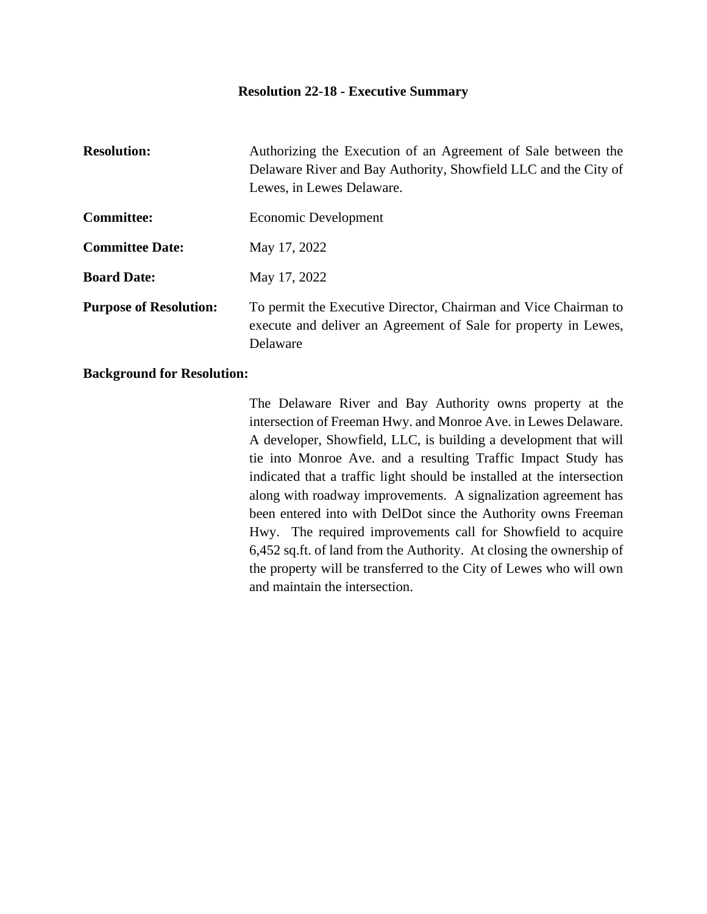**Resolution 22-18 - Executive Summary**

**Resolution:** Authorizing the Execution of an Agreement of Sale between the Delaware River and Bay Authority, Showfield LLC and the City of Lewes, in Lewes Delaware.

**Committee:** Economic Development

**Committee Date:** May 17, 2022

**Board Date:** May 17, 2022

**Purpose of Resolution:** To permit the Executive Director, Chairman and Vice Chairman to execute and deliver an Agreement of Sale for property in Lewes, Delaware

**Background for Resolution:**

The Delaware River and Bay Authority owns property at the intersection of Freeman Hwy. and Monroe Ave. in Lewes Delaware. A developer, Showfield, LLC, is building a development that will tie into Monroe Ave. and a resulting Traffic Impact Study has indicated that a traffic light should be installed at the intersection along with roadway improvements. A signalization agreement has been entered into with DelDot since the Authority owns Freeman Hwy. The required improvements call for Showfield to acquire 6,452 sq.ft. of land from the Authority. At closing the ownership of the property will be transferred to the City of Lewes who will own and maintain the intersection.